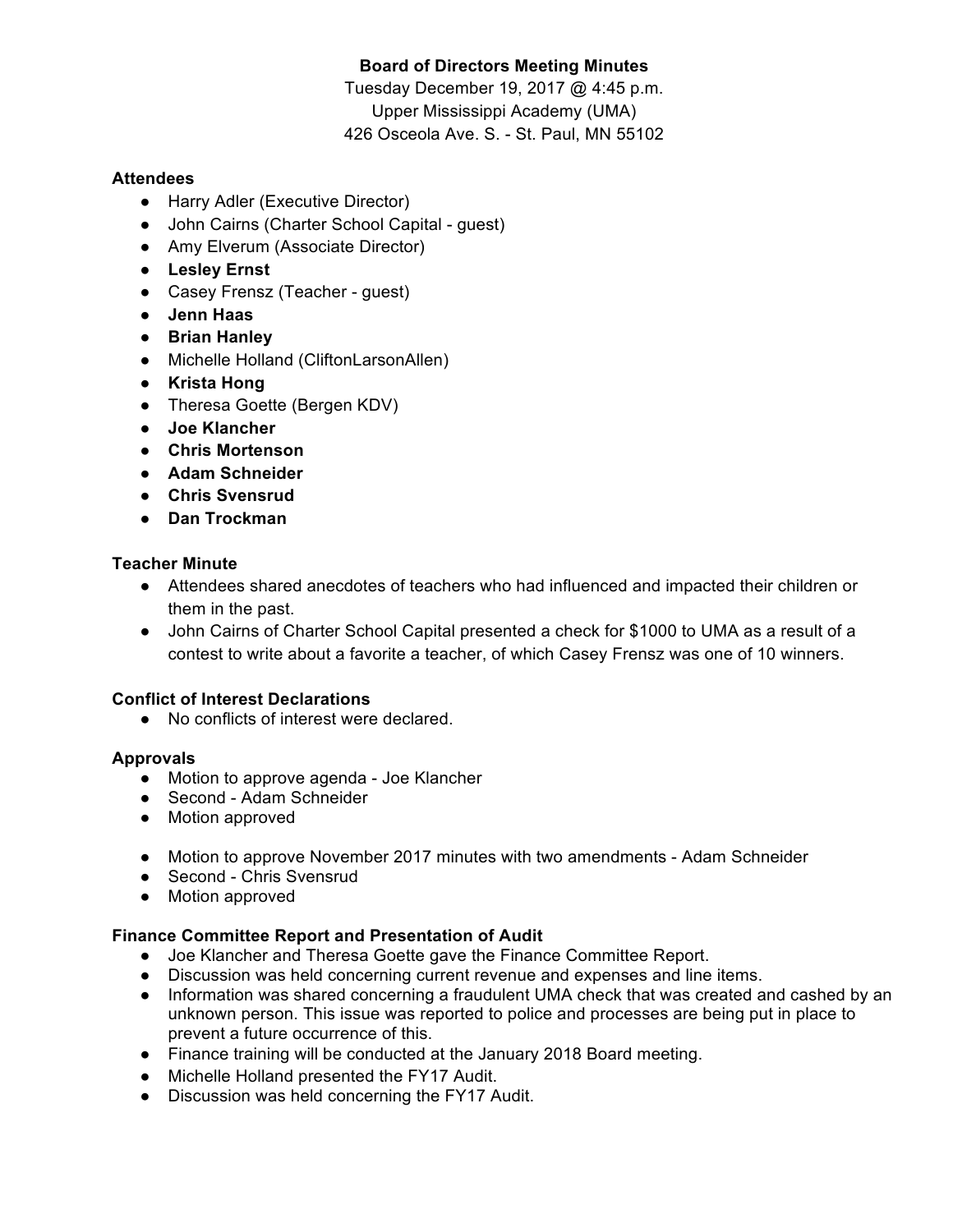**Board of Directors Meeting Minutes**

Tuesday December 19, 2017 @ 4:45 p.m.
Upper Mississippi Academy (UMA)
426 Osceola Ave. S. - St. Paul, MN 55102

**Attendees**

- Harry Adler (Executive Director)
- John Cairns (Charter School Capital - guest)
- Amy Elverum (Associate Director)
- **Lesley Ernst**
- Casey Frensz (Teacher - guest)
- **Jenn Haas**
- **Brian Hanley**
- Michelle Holland (CliftonLarsonAllen)
- **Krista Hong**
- Theresa Goette (Bergen KDV)
- **Joe Klancher**
- **Chris Mortenson**
- **Adam Schneider**
- **Chris Svensrud**
- **Dan Trockman**

**Teacher Minute**

- Attendees shared anecdotes of teachers who had influenced and impacted their children or them in the past.
- John Cairns of Charter School Capital presented a check for $1000 to UMA as a result of a contest to write about a favorite a teacher, of which Casey Frensz was one of 10 winners.

**Conflict of Interest Declarations**

- No conflicts of interest were declared.

**Approvals**

- Motion to approve agenda - Joe Klancher
- Second - Adam Schneider
- Motion approved

- Motion to approve November 2017 minutes with two amendments - Adam Schneider
- Second - Chris Svensrud
- Motion approved

**Finance Committee Report and Presentation of Audit**

- Joe Klancher and Theresa Goette gave the Finance Committee Report.
- Discussion was held concerning current revenue and expenses and line items.
- Information was shared concerning a fraudulent UMA check that was created and cashed by an unknown person. This issue was reported to police and processes are being put in place to prevent a future occurrence of this.
- Finance training will be conducted at the January 2018 Board meeting.
- Michelle Holland presented the FY17 Audit.
- Discussion was held concerning the FY17 Audit.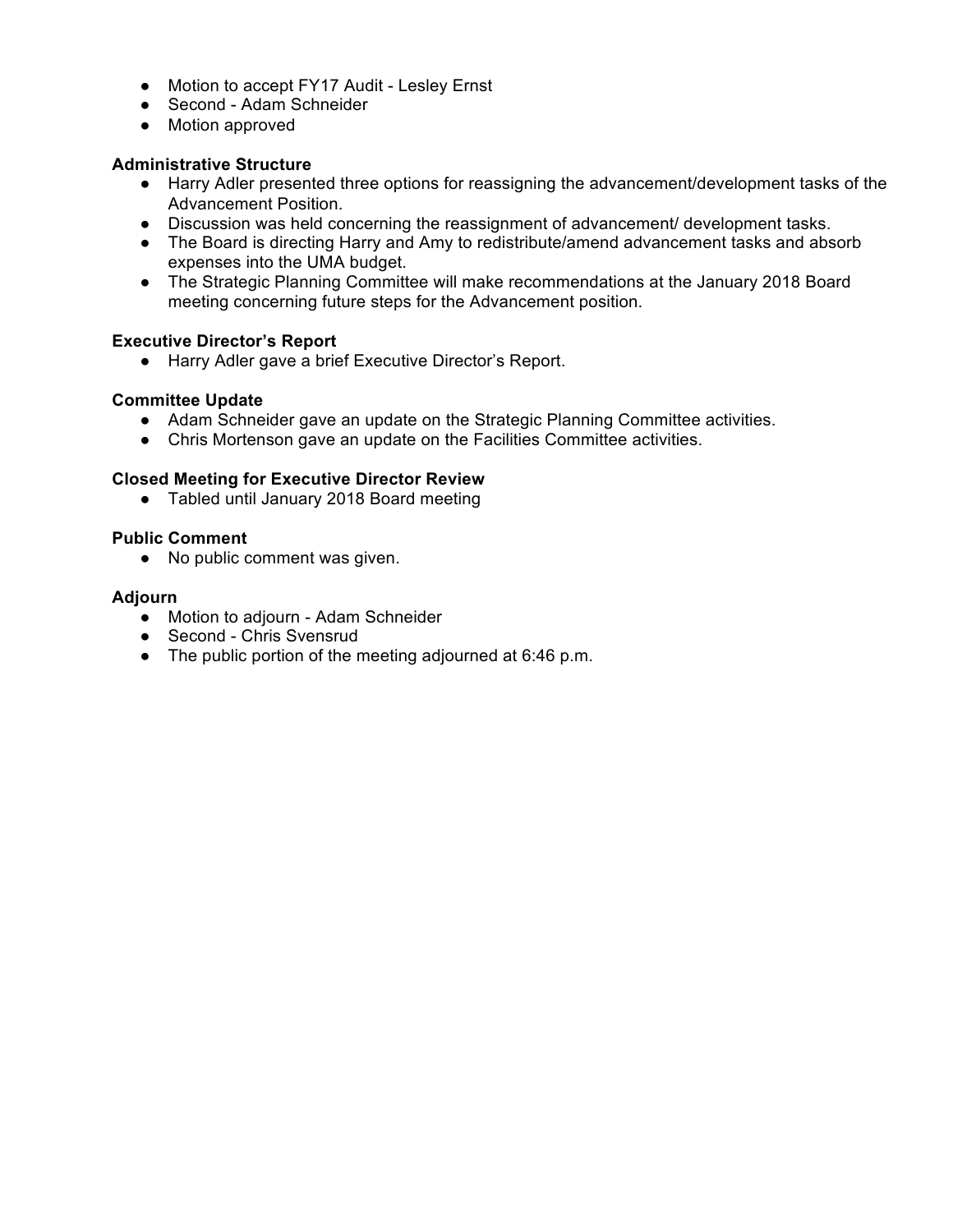- Motion to accept FY17 Audit - Lesley Ernst
- Second - Adam Schneider
- Motion approved

**Administrative Structure**

- Harry Adler presented three options for reassigning the advancement/development tasks of the Advancement Position.
- Discussion was held concerning the reassignment of advancement/ development tasks.
- The Board is directing Harry and Amy to redistribute/amend advancement tasks and absorb expenses into the UMA budget.
- The Strategic Planning Committee will make recommendations at the January 2018 Board meeting concerning future steps for the Advancement position.

**Executive Director's Report**

- Harry Adler gave a brief Executive Director's Report.

**Committee Update**

- Adam Schneider gave an update on the Strategic Planning Committee activities.
- Chris Mortenson gave an update on the Facilities Committee activities.

**Closed Meeting for Executive Director Review**

- Tabled until January 2018 Board meeting

**Public Comment**

- No public comment was given.

**Adjourn**

- Motion to adjourn - Adam Schneider
- Second - Chris Svensrud
- The public portion of the meeting adjourned at 6:46 p.m.